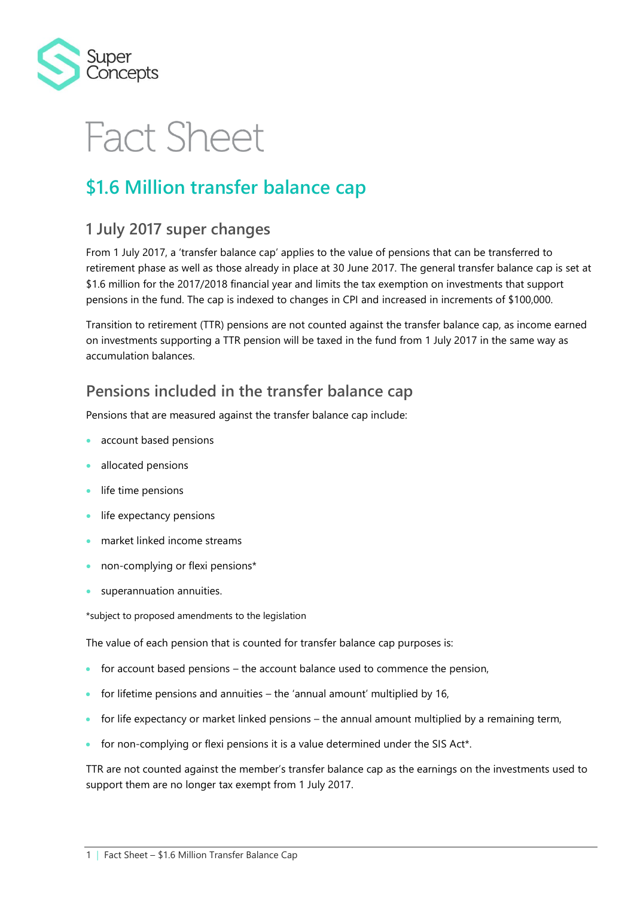Super Concepts

# Fact Sheet

## $1.6 Million transfer balance cap

### 1 July 2017 super changes

From 1 July 2017, a 'transfer balance cap' applies to the value of pensions that can be transferred to retirement phase as well as those already in place at 30 June 2017. The general transfer balance cap is set at $1.6 million for the 2017/2018 financial year and limits the tax exemption on investments that support pensions in the fund. The cap is indexed to changes in CPI and increased in increments of $100,000.

Transition to retirement (TTR) pensions are not counted against the transfer balance cap, as income earned on investments supporting a TTR pension will be taxed in the fund from 1 July 2017 in the same way as accumulation balances.

### Pensions included in the transfer balance cap

Pensions that are measured against the transfer balance cap include:

- account based pensions
- allocated pensions
- life time pensions
- life expectancy pensions
- market linked income streams
- non-complying or flexi pensions*
- superannuation annuities.

*subject to proposed amendments to the legislation

The value of each pension that is counted for transfer balance cap purposes is:

- for account based pensions – the account balance used to commence the pension,
- for lifetime pensions and annuities – the 'annual amount' multiplied by 16,
- for life expectancy or market linked pensions – the annual amount multiplied by a remaining term,
- for non-complying or flexi pensions it is a value determined under the SIS Act*.

TTR are not counted against the member's transfer balance cap as the earnings on the investments used to support them are no longer tax exempt from 1 July 2017.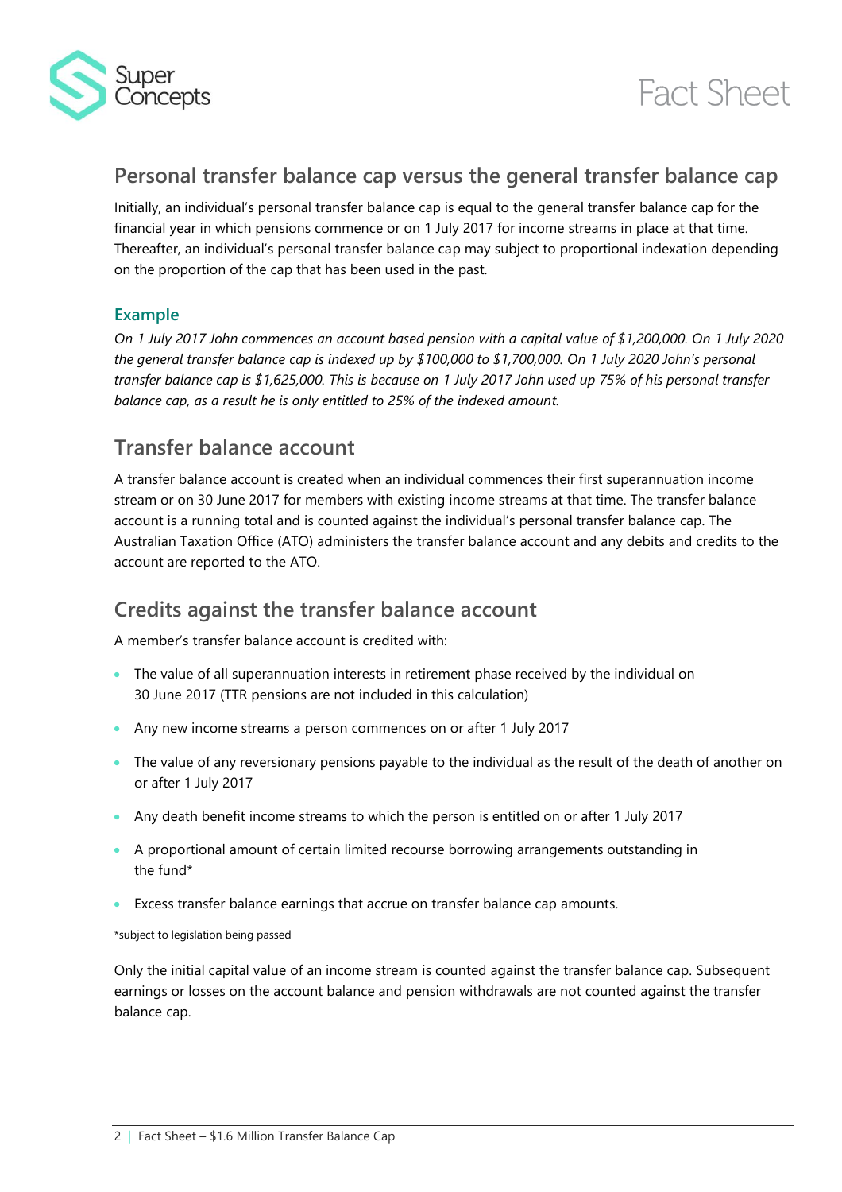## Personal transfer balance cap versus the general transfer balance cap

Initially, an individual's personal transfer balance cap is equal to the general transfer balance cap for the financial year in which pensions commence or on 1 July 2017 for income streams in place at that time. Thereafter, an individual's personal transfer balance cap may subject to proportional indexation depending on the proportion of the cap that has been used in the past.

### Example

*On 1 July 2017 John commences an account based pension with a capital value of $1,200,000. On 1 July 2020 the general transfer balance cap is indexed up by $100,000 to $1,700,000. On 1 July 2020 John's personal transfer balance cap is $1,625,000. This is because on 1 July 2017 John used up 75% of his personal transfer balance cap, as a result he is only entitled to 25% of the indexed amount.*

## Transfer balance account

A transfer balance account is created when an individual commences their first superannuation income stream or on 30 June 2017 for members with existing income streams at that time. The transfer balance account is a running total and is counted against the individual's personal transfer balance cap. The Australian Taxation Office (ATO) administers the transfer balance account and any debits and credits to the account are reported to the ATO.

## Credits against the transfer balance account

A member's transfer balance account is credited with:

- The value of all superannuation interests in retirement phase received by the individual on 30 June 2017 (TTR pensions are not included in this calculation)
- Any new income streams a person commences on or after 1 July 2017
- The value of any reversionary pensions payable to the individual as the result of the death of another on or after 1 July 2017
- Any death benefit income streams to which the person is entitled on or after 1 July 2017
- A proportional amount of certain limited recourse borrowing arrangements outstanding in the fund*
- Excess transfer balance earnings that accrue on transfer balance cap amounts.

*subject to legislation being passed

Only the initial capital value of an income stream is counted against the transfer balance cap. Subsequent earnings or losses on the account balance and pension withdrawals are not counted against the transfer balance cap.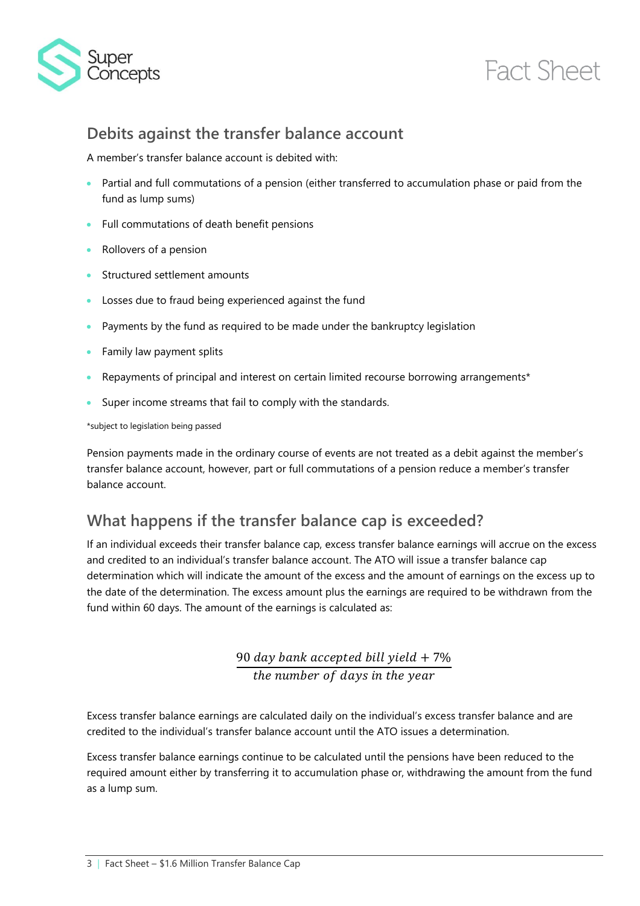## Debits against the transfer balance account

A member's transfer balance account is debited with:

- Partial and full commutations of a pension (either transferred to accumulation phase or paid from the fund as lump sums)
- Full commutations of death benefit pensions
- Rollovers of a pension
- Structured settlement amounts
- Losses due to fraud being experienced against the fund
- Payments by the fund as required to be made under the bankruptcy legislation
- Family law payment splits
- Repayments of principal and interest on certain limited recourse borrowing arrangements*
- Super income streams that fail to comply with the standards.

*subject to legislation being passed

Pension payments made in the ordinary course of events are not treated as a debit against the member's transfer balance account, however, part or full commutations of a pension reduce a member's transfer balance account.

## What happens if the transfer balance cap is exceeded?

If an individual exceeds their transfer balance cap, excess transfer balance earnings will accrue on the excess and credited to an individual's transfer balance account. The ATO will issue a transfer balance cap determination which will indicate the amount of the excess and the amount of earnings on the excess up to the date of the determination. The excess amount plus the earnings are required to be withdrawn from the fund within 60 days. The amount of the earnings is calculated as:

$$\frac{90 \text{ } day \text{ } bank \text{ } accepted \text{ } bill \text{ } yield + 7\%}{the \text{ } number \text{ } of \text{ } days \text{ } in \text{ } the \text{ } year}$$

Excess transfer balance earnings are calculated daily on the individual's excess transfer balance and are credited to the individual's transfer balance account until the ATO issues a determination.

Excess transfer balance earnings continue to be calculated until the pensions have been reduced to the required amount either by transferring it to accumulation phase or, withdrawing the amount from the fund as a lump sum.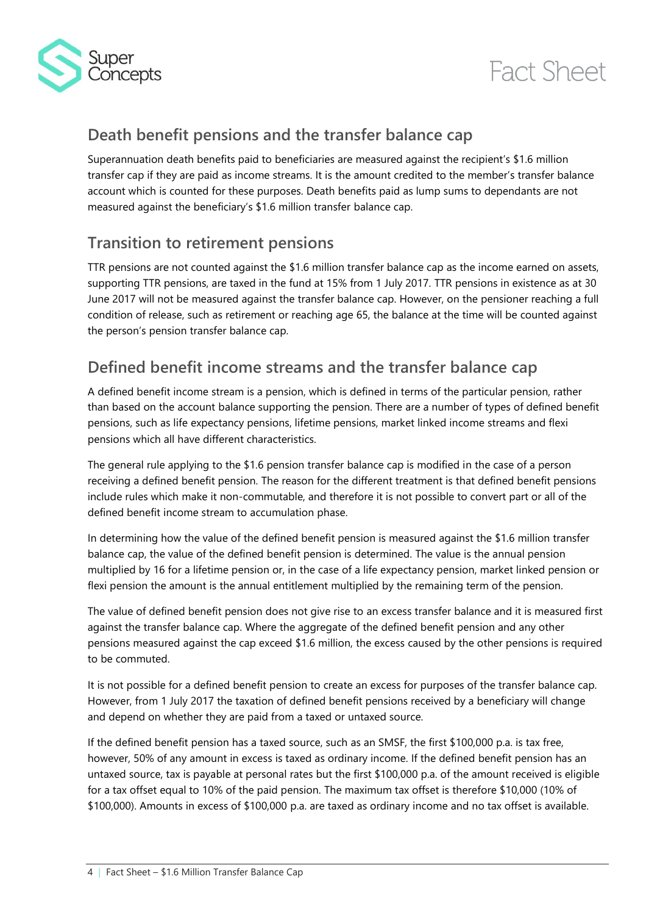## Death benefit pensions and the transfer balance cap

Superannuation death benefits paid to beneficiaries are measured against the recipient's $1.6 million transfer cap if they are paid as income streams. It is the amount credited to the member's transfer balance account which is counted for these purposes. Death benefits paid as lump sums to dependants are not measured against the beneficiary's $1.6 million transfer balance cap.

## Transition to retirement pensions

TTR pensions are not counted against the $1.6 million transfer balance cap as the income earned on assets, supporting TTR pensions, are taxed in the fund at 15% from 1 July 2017. TTR pensions in existence as at 30 June 2017 will not be measured against the transfer balance cap. However, on the pensioner reaching a full condition of release, such as retirement or reaching age 65, the balance at the time will be counted against the person's pension transfer balance cap.

## Defined benefit income streams and the transfer balance cap

A defined benefit income stream is a pension, which is defined in terms of the particular pension, rather than based on the account balance supporting the pension. There are a number of types of defined benefit pensions, such as life expectancy pensions, lifetime pensions, market linked income streams and flexi pensions which all have different characteristics.

The general rule applying to the $1.6 pension transfer balance cap is modified in the case of a person receiving a defined benefit pension. The reason for the different treatment is that defined benefit pensions include rules which make it non-commutable, and therefore it is not possible to convert part or all of the defined benefit income stream to accumulation phase.

In determining how the value of the defined benefit pension is measured against the $1.6 million transfer balance cap, the value of the defined benefit pension is determined. The value is the annual pension multiplied by 16 for a lifetime pension or, in the case of a life expectancy pension, market linked pension or flexi pension the amount is the annual entitlement multiplied by the remaining term of the pension.

The value of defined benefit pension does not give rise to an excess transfer balance and it is measured first against the transfer balance cap. Where the aggregate of the defined benefit pension and any other pensions measured against the cap exceed $1.6 million, the excess caused by the other pensions is required to be commuted.

It is not possible for a defined benefit pension to create an excess for purposes of the transfer balance cap. However, from 1 July 2017 the taxation of defined benefit pensions received by a beneficiary will change and depend on whether they are paid from a taxed or untaxed source.

If the defined benefit pension has a taxed source, such as an SMSF, the first $100,000 p.a. is tax free, however, 50% of any amount in excess is taxed as ordinary income. If the defined benefit pension has an untaxed source, tax is payable at personal rates but the first $100,000 p.a. of the amount received is eligible for a tax offset equal to 10% of the paid pension. The maximum tax offset is therefore $10,000 (10% of $100,000). Amounts in excess of $100,000 p.a. are taxed as ordinary income and no tax offset is available.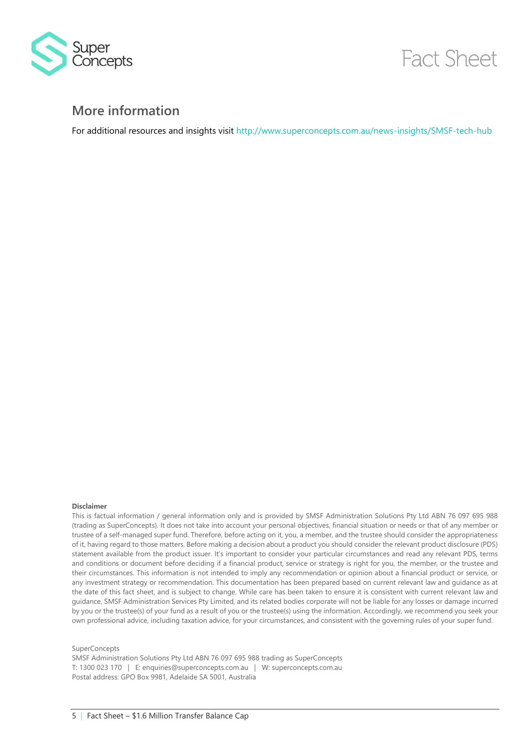## More information

For additional resources and insights visit http://www.superconcepts.com.au/news-insights/SMSF-tech-hub

**Disclaimer**

This is factual information / general information only and is provided by SMSF Administration Solutions Pty Ltd ABN 76 097 695 988 (trading as SuperConcepts). It does not take into account your personal objectives, financial situation or needs or that of any member or trustee of a self-managed super fund. Therefore, before acting on it, you, a member, and the trustee should consider the appropriateness of it, having regard to those matters. Before making a decision about a product you should consider the relevant product disclosure (PDS) statement available from the product issuer. It's important to consider your particular circumstances and read any relevant PDS, terms and conditions or document before deciding if a financial product, service or strategy is right for you, the member, or the trustee and their circumstances. This information is not intended to imply any recommendation or opinion about a financial product or service, or any investment strategy or recommendation. This documentation has been prepared based on current relevant law and guidance as at the date of this fact sheet, and is subject to change. While care has been taken to ensure it is consistent with current relevant law and guidance, SMSF Administration Services Pty Limited, and its related bodies corporate will not be liable for any losses or damage incurred by you or the trustee(s) of your fund as a result of you or the trustee(s) using the information. Accordingly, we recommend you seek your own professional advice, including taxation advice, for your circumstances, and consistent with the governing rules of your super fund.

SuperConcepts
SMSF Administration Solutions Pty Ltd ABN 76 097 695 988 trading as SuperConcepts
T: 1300 023 170 | E: enquiries@superconcepts.com.au | W: superconcepts.com.au
Postal address: GPO Box 9981, Adelaide SA 5001, Australia